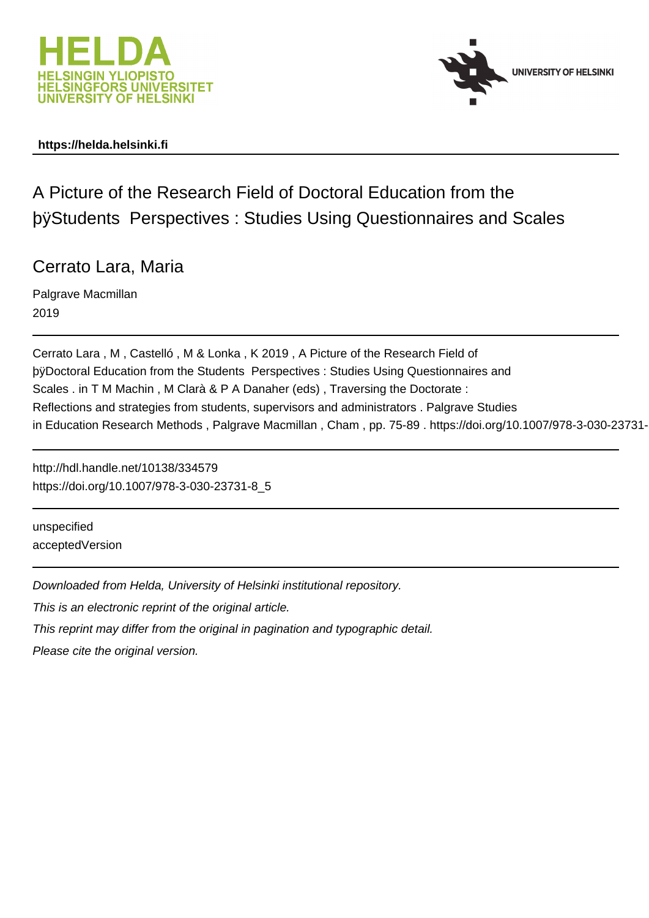HELDA
HELSINGIN YLIOPISTO
HELSINGFORS UNIVERSITET
UNIVERSITY OF HELSINKI

UNIVERSITY OF HELSINKI

**https://helda.helsinki.fi**

# A Picture of the Research Field of Doctoral Education from the þÿStudents Perspectives : Studies Using Questionnaires and Scales

## Cerrato Lara, Maria

Palgrave Macmillan
2019

Cerrato Lara , M , Castelló , M & Lonka , K 2019 , A Picture of the Research Field of þÿDoctoral Education from the Students Perspectives : Studies Using Questionnaires and Scales . in T M Machin , M Clarà & P A Danaher (eds) , Traversing the Doctorate : Reflections and strategies from students, supervisors and administrators . Palgrave Studies in Education Research Methods , Palgrave Macmillan , Cham , pp. 75-89 . https://doi.org/10.1007/978-3-030-23731-

http://hdl.handle.net/10138/334579
https://doi.org/10.1007/978-3-030-23731-8_5

unspecified
acceptedVersion

*Downloaded from Helda, University of Helsinki institutional repository.*

*This is an electronic reprint of the original article.*

*This reprint may differ from the original in pagination and typographic detail.*

*Please cite the original version.*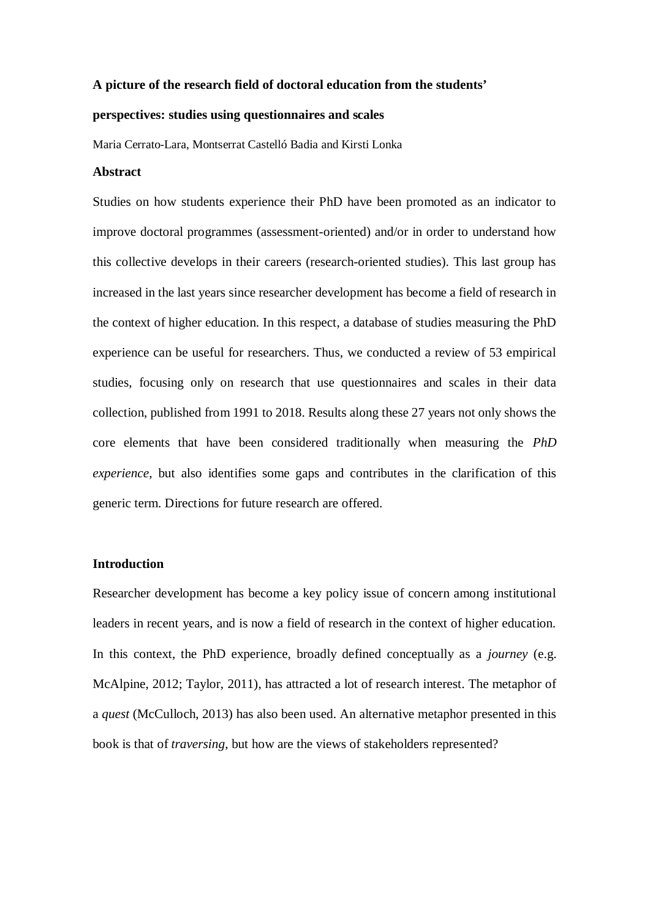**A picture of the research field of doctoral education from the students' perspectives: studies using questionnaires and scales**

Maria Cerrato-Lara, Montserrat Castelló Badia and Kirsti Lonka

**Abstract**

Studies on how students experience their PhD have been promoted as an indicator to improve doctoral programmes (assessment-oriented) and/or in order to understand how this collective develops in their careers (research-oriented studies). This last group has increased in the last years since researcher development has become a field of research in the context of higher education. In this respect, a database of studies measuring the PhD experience can be useful for researchers. Thus, we conducted a review of 53 empirical studies, focusing only on research that use questionnaires and scales in their data collection, published from 1991 to 2018. Results along these 27 years not only shows the core elements that have been considered traditionally when measuring the *PhD experience*, but also identifies some gaps and contributes in the clarification of this generic term. Directions for future research are offered.

**Introduction**

Researcher development has become a key policy issue of concern among institutional leaders in recent years, and is now a field of research in the context of higher education. In this context, the PhD experience, broadly defined conceptually as a *journey* (e.g. McAlpine, 2012; Taylor, 2011), has attracted a lot of research interest. The metaphor of a *quest* (McCulloch, 2013) has also been used. An alternative metaphor presented in this book is that of *traversing*, but how are the views of stakeholders represented?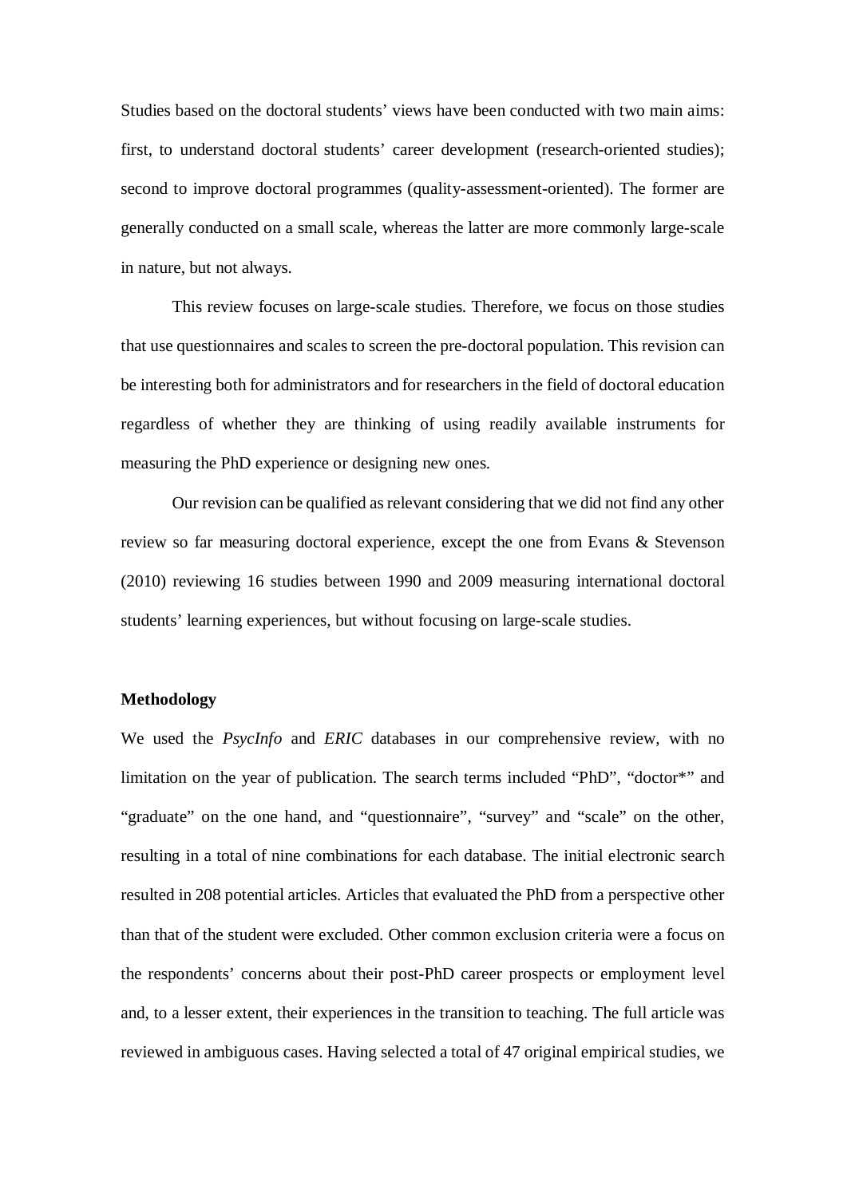Studies based on the doctoral students' views have been conducted with two main aims: first, to understand doctoral students' career development (research-oriented studies); second to improve doctoral programmes (quality-assessment-oriented). The former are generally conducted on a small scale, whereas the latter are more commonly large-scale in nature, but not always.

This review focuses on large-scale studies. Therefore, we focus on those studies that use questionnaires and scales to screen the pre-doctoral population. This revision can be interesting both for administrators and for researchers in the field of doctoral education regardless of whether they are thinking of using readily available instruments for measuring the PhD experience or designing new ones.

Our revision can be qualified as relevant considering that we did not find any other review so far measuring doctoral experience, except the one from Evans & Stevenson (2010) reviewing 16 studies between 1990 and 2009 measuring international doctoral students' learning experiences, but without focusing on large-scale studies.

**Methodology**

We used the *PsycInfo* and *ERIC* databases in our comprehensive review, with no limitation on the year of publication. The search terms included "PhD", "doctor*" and "graduate" on the one hand, and "questionnaire", "survey" and "scale" on the other, resulting in a total of nine combinations for each database. The initial electronic search resulted in 208 potential articles. Articles that evaluated the PhD from a perspective other than that of the student were excluded. Other common exclusion criteria were a focus on the respondents' concerns about their post-PhD career prospects or employment level and, to a lesser extent, their experiences in the transition to teaching. The full article was reviewed in ambiguous cases. Having selected a total of 47 original empirical studies, we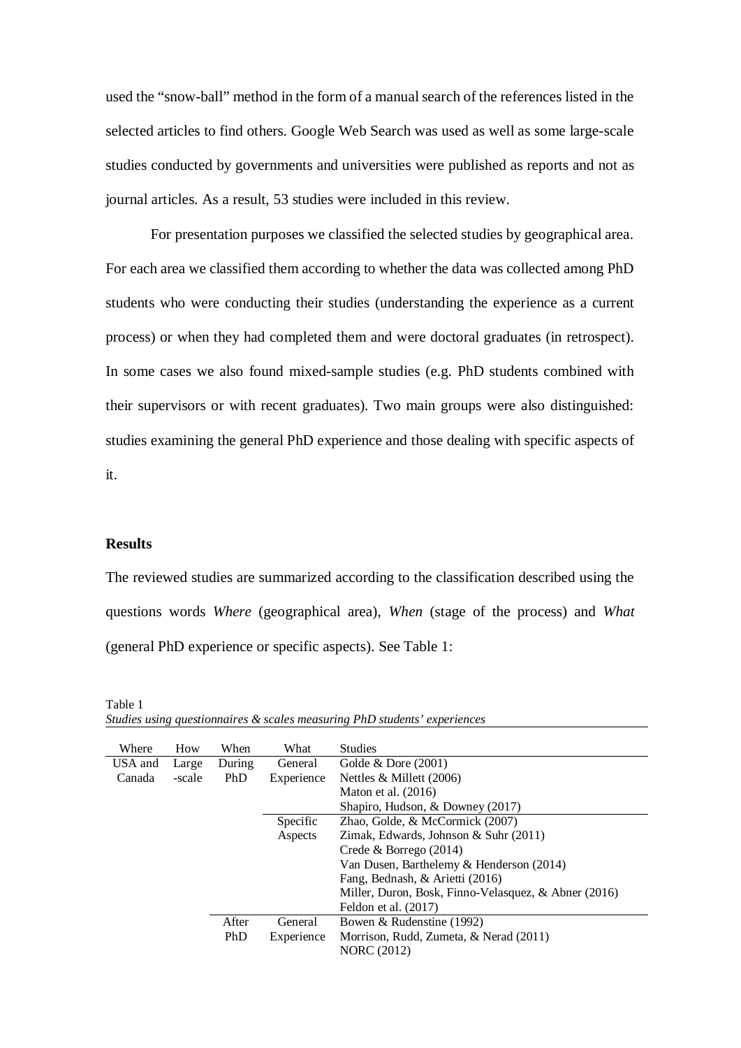used the “snow-ball” method in the form of a manual search of the references listed in the selected articles to find others. Google Web Search was used as well as some large-scale studies conducted by governments and universities were published as reports and not as journal articles. As a result, 53 studies were included in this review.

For presentation purposes we classified the selected studies by geographical area. For each area we classified them according to whether the data was collected among PhD students who were conducting their studies (understanding the experience as a current process) or when they had completed them and were doctoral graduates (in retrospect). In some cases we also found mixed-sample studies (e.g. PhD students combined with their supervisors or with recent graduates). Two main groups were also distinguished: studies examining the general PhD experience and those dealing with specific aspects of it.

## Results

The reviewed studies are summarized according to the classification described using the questions words *Where* (geographical area), *When* (stage of the process) and *What* (general PhD experience or specific aspects). See Table 1:

Table 1
*Studies using questionnaires & scales measuring PhD students' experiences*

| Where | How | When | What | Studies |
|---|---|---|---|---|
| USA and Canada | Large-scale | During PhD | General Experience | Golde & Dore (2001) |
| | | | | Nettles & Millett (2006) |
| | | | | Maton et al. (2016) |
| | | | | Shapiro, Hudson, & Downey (2017) |
| | | | Specific Aspects | Zhao, Golde, & McCormick (2007) |
| | | | | Zimak, Edwards, Johnson & Suhr (2011) |
| | | | | Crede & Borrego (2014) |
| | | | | Van Dusen, Barthelemy & Henderson (2014) |
| | | | | Fang, Bednash, & Arietti (2016) |
| | | | | Miller, Duron, Bosk, Finno-Velasquez, & Abner (2016) |
| | | | | Feldon et al. (2017) |
| | | After PhD | General Experience | Bowen & Rudenstine (1992) |
| | | | | Morrison, Rudd, Zumeta, & Nerad (2011) |
| | | | | NORC (2012) |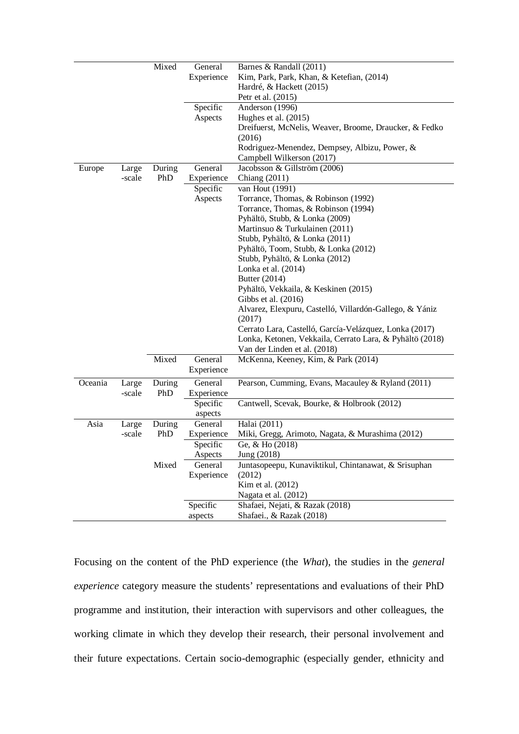| | | | | |
|---|---|---|---|---|
| | | Mixed | General Experience | Barnes & Randall (2011)<br>Kim, Park, Park, Khan, & Ketefian, (2014)<br>Hardré, & Hackett (2015)<br>Petr et al. (2015) |
| | | | Specific Aspects | Anderson (1996)<br>Hughes et al. (2015)<br>Dreifuerst, McNelis, Weaver, Broome, Draucker, & Fedko (2016)<br>Rodriguez-Menendez, Dempsey, Albizu, Power, & Campbell Wilkerson (2017) |
| Europe | Large -scale | During PhD | General Experience | Jacobsson & Gillström (2006)<br>Chiang (2011) |
| | | | Specific Aspects | van Hout (1991)<br>Torrance, Thomas, & Robinson (1992)<br>Torrance, Thomas, & Robinson (1994)<br>Pyhältö, Stubb, & Lonka (2009)<br>Martinsuo & Turkulainen (2011)<br>Stubb, Pyhältö, & Lonka (2011)<br>Pyhältö, Toom, Stubb, & Lonka (2012)<br>Stubb, Pyhältö, & Lonka (2012)<br>Lonka et al. (2014)<br>Butter (2014)<br>Pyhältö, Vekkaila, & Keskinen (2015)<br>Gibbs et al. (2016)<br>Alvarez, Elexpuru, Castelló, Villardón-Gallego, & Yániz (2017)<br>Cerrato Lara, Castelló, García-Velázquez, Lonka (2017)<br>Lonka, Ketonen, Vekkaila, Cerrato Lara, & Pyhältö (2018)<br>Van der Linden et al. (2018) |
| | | Mixed | General Experience | McKenna, Keeney, Kim, & Park (2014) |
| Oceania | Large -scale | During PhD | General Experience | Pearson, Cumming, Evans, Macauley & Ryland (2011) |
| | | | Specific aspects | Cantwell, Scevak, Bourke, & Holbrook (2012) |
| Asia | Large -scale | During PhD | General Experience | Halai (2011)<br>Miki, Gregg, Arimoto, Nagata, & Murashima (2012) |
| | | | Specific Aspects | Ge, & Ho (2018)<br>Jung (2018) |
| | | Mixed | General Experience | Juntasopeepu, Kunaviktikul, Chintanawat, & Srisuphan (2012)<br>Kim et al. (2012)<br>Nagata et al. (2012) |
| | | | Specific aspects | Shafaei, Nejati, & Razak (2018)<br>Shafaei., & Razak (2018) |

Focusing on the content of the PhD experience (the *What*), the studies in the *general experience* category measure the students' representations and evaluations of their PhD programme and institution, their interaction with supervisors and other colleagues, the working climate in which they develop their research, their personal involvement and their future expectations. Certain socio-demographic (especially gender, ethnicity and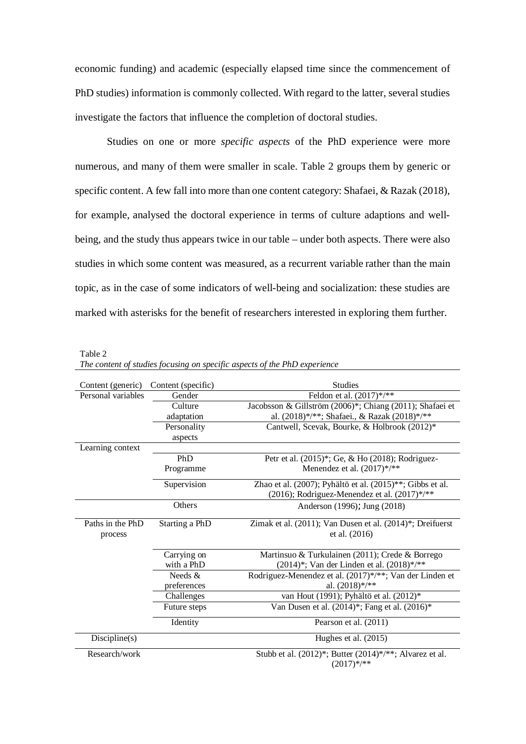economic funding) and academic (especially elapsed time since the commencement of PhD studies) information is commonly collected. With regard to the latter, several studies investigate the factors that influence the completion of doctoral studies.

Studies on one or more *specific aspects* of the PhD experience were more numerous, and many of them were smaller in scale. Table 2 groups them by generic or specific content. A few fall into more than one content category: Shafaei, & Razak (2018), for example, analysed the doctoral experience in terms of culture adaptions and well-being, and the study thus appears twice in our table – under both aspects. There were also studies in which some content was measured, as a recurrent variable rather than the main topic, as in the case of some indicators of well-being and socialization: these studies are marked with asterisks for the benefit of researchers interested in exploring them further.

Table 2
*The content of studies focusing on specific aspects of the PhD experience*

| Content (generic) | Content (specific) | Studies |
|---|---|---|
| Personal variables | Gender | Feldon et al. (2017)*/** |
| | Culture adaptation | Jacobsson & Gillström (2006)*; Chiang (2011); Shafaei et al. (2018)*/**; Shafaei., & Razak (2018)*/** |
| | Personality aspects | Cantwell, Scevak, Bourke, & Holbrook (2012)* |
| Learning context | | |
| | PhD Programme | Petr et al. (2015)*; Ge, & Ho (2018); Rodriguez-Menendez et al. (2017)*/** |
| | Supervision | Zhao et al. (2007); Pyhältö et al. (2015)**; Gibbs et al. (2016); Rodriguez-Menendez et al. (2017)*/** |
| | Others | Anderson (1996); Jung (2018) |
| Paths in the PhD process | Starting a PhD | Zimak et al. (2011); Van Dusen et al. (2014)*; Dreifuerst et al. (2016) |
| | Carrying on with a PhD | Martinsuo & Turkulainen (2011); Crede & Borrego (2014)*; Van der Linden et al. (2018)*/** |
| | Needs & preferences | Rodriguez-Menendez et al. (2017)*/**; Van der Linden et al. (2018)*/** |
| | Challenges | van Hout (1991); Pyhältö et al. (2012)* |
| | Future steps | Van Dusen et al. (2014)*; Fang et al. (2016)* |
| | Identity | Pearson et al. (2011) |
| Discipline(s) | | Hughes et al. (2015) |
| Research/work | | Stubb et al. (2012)*; Butter (2014)*/**; Alvarez et al. (2017)*/** |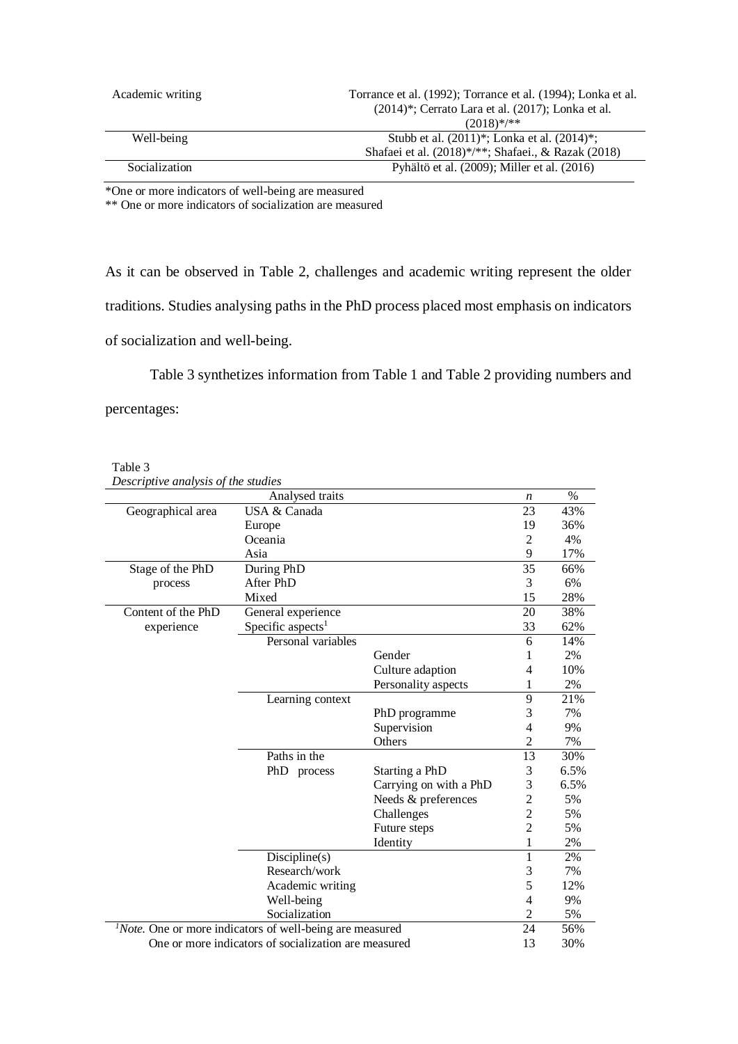| | |
|---|---|
| Academic writing | Torrance et al. (1992); Torrance et al. (1994); Lonka et al. (2014)*; Cerrato Lara et al. (2017); Lonka et al. (2018)*/** |
| Well-being | Stubb et al. (2011)*; Lonka et al. (2014)*; Shafaei et al. (2018)*/**; Shafaei., & Razak (2018) |
| Socialization | Pyhältö et al. (2009); Miller et al. (2016) |

*One or more indicators of well-being are measured

** One or more indicators of socialization are measured

As it can be observed in Table 2, challenges and academic writing represent the older traditions. Studies analysing paths in the PhD process placed most emphasis on indicators of socialization and well-being.

Table 3 synthetizes information from Table 1 and Table 2 providing numbers and percentages:

Table 3

*Descriptive analysis of the studies*

| Analysed traits | | | | *n* | % |
|---|---|---|---|---|---|
| Geographical area | USA & Canada | | | 23 | 43% |
| | Europe | | | 19 | 36% |
| | Oceania | | | 2 | 4% |
| | Asia | | | 9 | 17% |
| Stage of the PhD process | During PhD | | | 35 | 66% |
| | After PhD | | | 3 | 6% |
| | Mixed | | | 15 | 28% |
| Content of the PhD experience | General experience | | | 20 | 38% |
| | Specific aspects[1] | | | 33 | 62% |
| | | Personal variables | | 6 | 14% |
| | | | Gender | 1 | 2% |
| | | | Culture adaption | 4 | 10% |
| | | | Personality aspects | 1 | 2% |
| | | Learning context | | 9 | 21% |
| | | | PhD programme | 3 | 7% |
| | | | Supervision | 4 | 9% |
| | | | Others | 2 | 7% |
| | | Paths in the PhD process | | 13 | 30% |
| | | | Starting a PhD | 3 | 6.5% |
| | | | Carrying on with a PhD | 3 | 6.5% |
| | | | Needs & preferences | 2 | 5% |
| | | | Challenges | 2 | 5% |
| | | | Future steps | 2 | 5% |
| | | | Identity | 1 | 2% |
| | | Discipline(s) | | 1 | 2% |
| | | Research/work | | 3 | 7% |
| | | Academic writing | | 5 | 12% |
| | | Well-being | | 4 | 9% |
| | | Socialization | | 2 | 5% |
| [1]*Note.* One or more indicators of well-being are measured | | | | 24 | 56% |
| One or more indicators of socialization are measured | | | | 13 | 30% |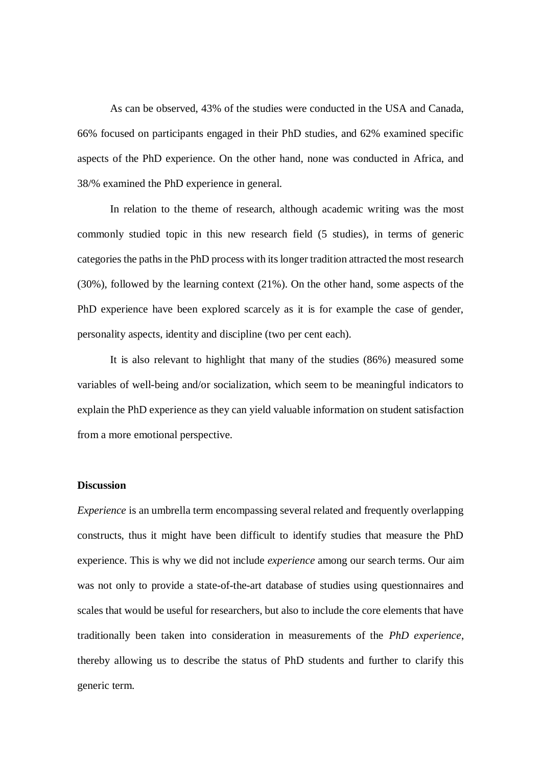As can be observed, 43% of the studies were conducted in the USA and Canada, 66% focused on participants engaged in their PhD studies, and 62% examined specific aspects of the PhD experience. On the other hand, none was conducted in Africa, and 38/% examined the PhD experience in general.

In relation to the theme of research, although academic writing was the most commonly studied topic in this new research field (5 studies), in terms of generic categories the paths in the PhD process with its longer tradition attracted the most research (30%), followed by the learning context (21%). On the other hand, some aspects of the PhD experience have been explored scarcely as it is for example the case of gender, personality aspects, identity and discipline (two per cent each).

It is also relevant to highlight that many of the studies (86%) measured some variables of well-being and/or socialization, which seem to be meaningful indicators to explain the PhD experience as they can yield valuable information on student satisfaction from a more emotional perspective.

## Discussion

*Experience* is an umbrella term encompassing several related and frequently overlapping constructs, thus it might have been difficult to identify studies that measure the PhD experience. This is why we did not include *experience* among our search terms. Our aim was not only to provide a state-of-the-art database of studies using questionnaires and scales that would be useful for researchers, but also to include the core elements that have traditionally been taken into consideration in measurements of the *PhD experience*, thereby allowing us to describe the status of PhD students and further to clarify this generic term.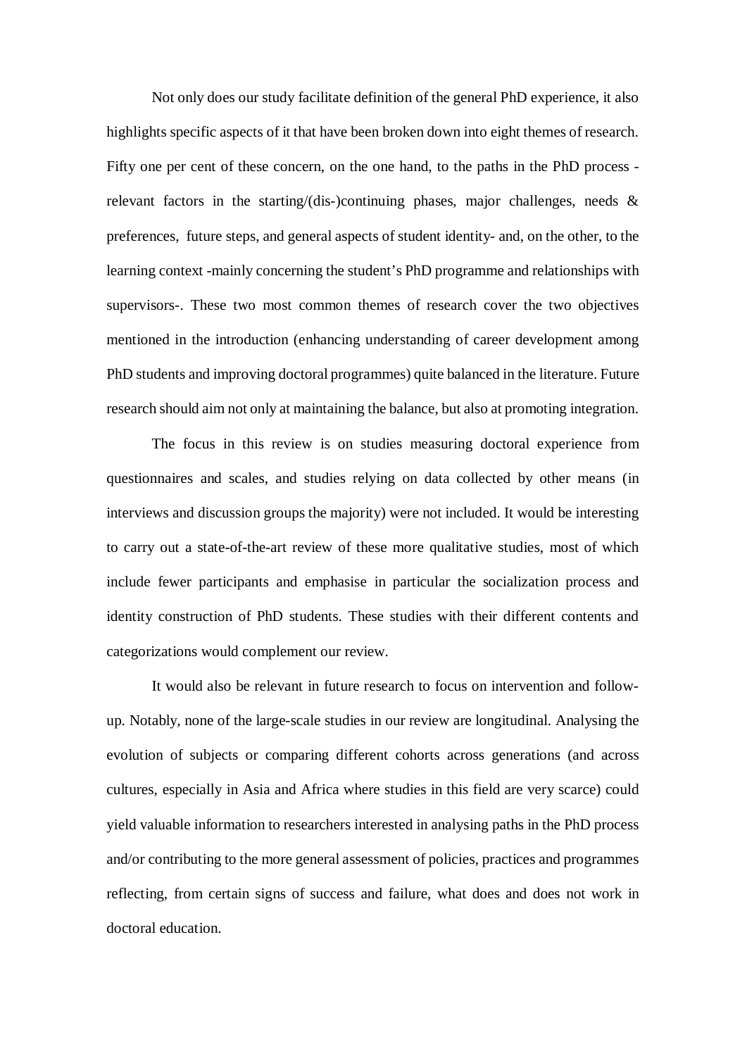Not only does our study facilitate definition of the general PhD experience, it also highlights specific aspects of it that have been broken down into eight themes of research. Fifty one per cent of these concern, on the one hand, to the paths in the PhD process - relevant factors in the starting/(dis-)continuing phases, major challenges, needs & preferences, future steps, and general aspects of student identity- and, on the other, to the learning context -mainly concerning the student's PhD programme and relationships with supervisors-. These two most common themes of research cover the two objectives mentioned in the introduction (enhancing understanding of career development among PhD students and improving doctoral programmes) quite balanced in the literature. Future research should aim not only at maintaining the balance, but also at promoting integration.

The focus in this review is on studies measuring doctoral experience from questionnaires and scales, and studies relying on data collected by other means (in interviews and discussion groups the majority) were not included. It would be interesting to carry out a state-of-the-art review of these more qualitative studies, most of which include fewer participants and emphasise in particular the socialization process and identity construction of PhD students. These studies with their different contents and categorizations would complement our review.

It would also be relevant in future research to focus on intervention and follow-up. Notably, none of the large-scale studies in our review are longitudinal. Analysing the evolution of subjects or comparing different cohorts across generations (and across cultures, especially in Asia and Africa where studies in this field are very scarce) could yield valuable information to researchers interested in analysing paths in the PhD process and/or contributing to the more general assessment of policies, practices and programmes reflecting, from certain signs of success and failure, what does and does not work in doctoral education.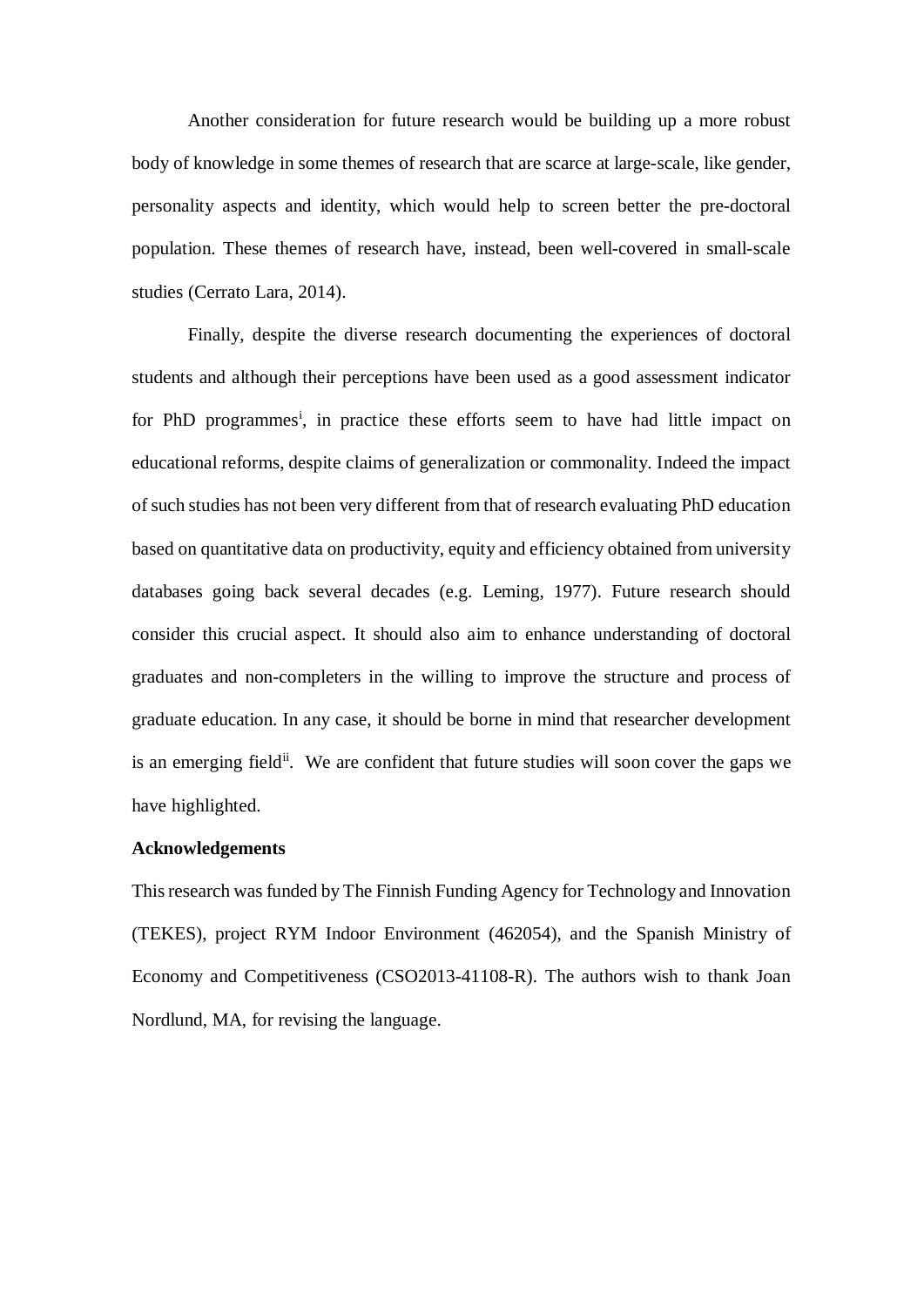Another consideration for future research would be building up a more robust body of knowledge in some themes of research that are scarce at large-scale, like gender, personality aspects and identity, which would help to screen better the pre-doctoral population. These themes of research have, instead, been well-covered in small-scale studies (Cerrato Lara, 2014).

Finally, despite the diverse research documenting the experiences of doctoral students and although their perceptions have been used as a good assessment indicator for PhD programmes[i], in practice these efforts seem to have had little impact on educational reforms, despite claims of generalization or commonality. Indeed the impact of such studies has not been very different from that of research evaluating PhD education based on quantitative data on productivity, equity and efficiency obtained from university databases going back several decades (e.g. Leming, 1977). Future research should consider this crucial aspect. It should also aim to enhance understanding of doctoral graduates and non-completers in the willing to improve the structure and process of graduate education. In any case, it should be borne in mind that researcher development is an emerging field[ii]. We are confident that future studies will soon cover the gaps we have highlighted.

**Acknowledgements**

This research was funded by The Finnish Funding Agency for Technology and Innovation (TEKES), project RYM Indoor Environment (462054), and the Spanish Ministry of Economy and Competitiveness (CSO2013-41108-R). The authors wish to thank Joan Nordlund, MA, for revising the language.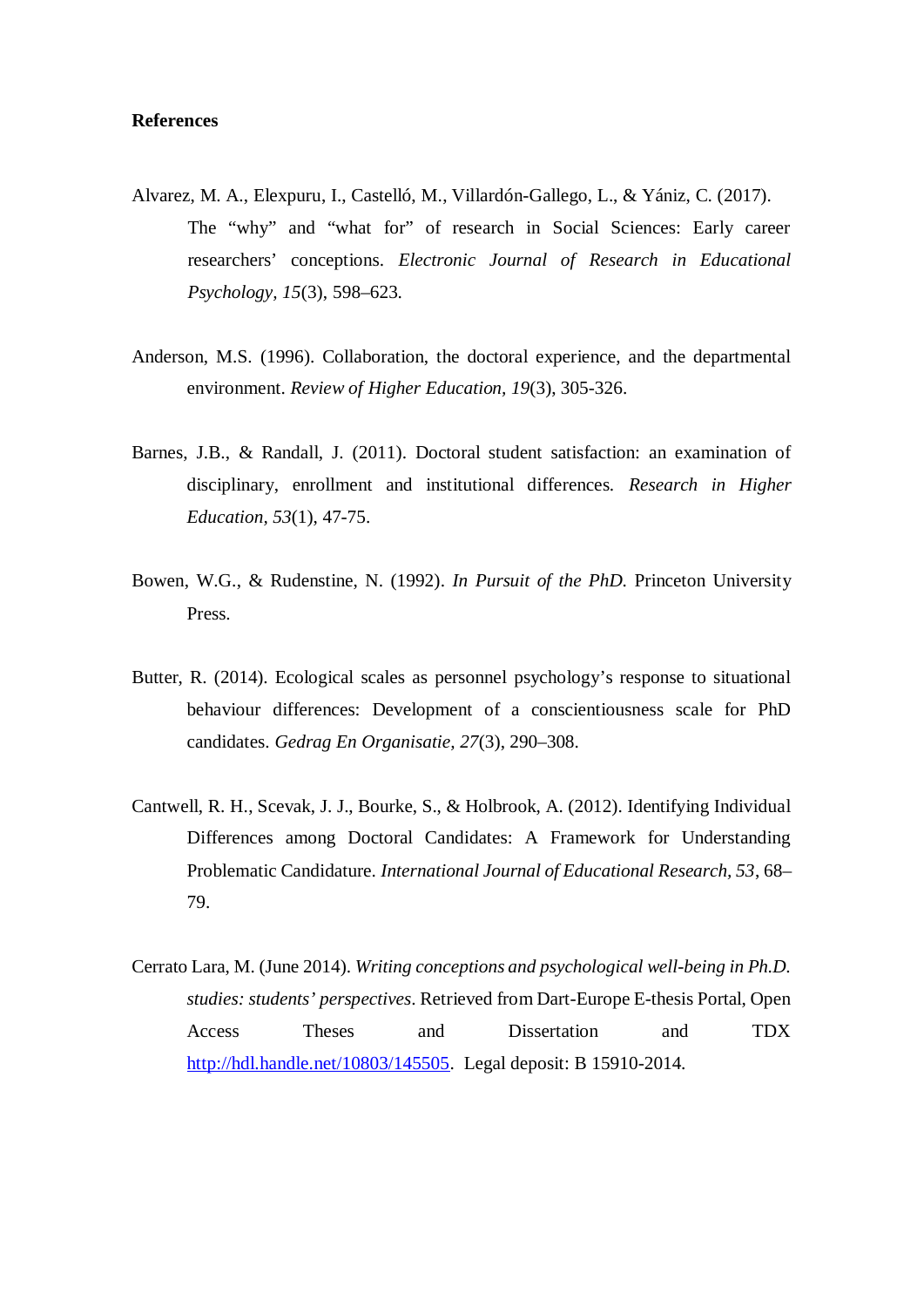**References**

Alvarez, M. A., Elexpuru, I., Castelló, M., Villardón-Gallego, L., & Yániz, C. (2017). The “why” and “what for” of research in Social Sciences: Early career researchers’ conceptions. *Electronic Journal of Research in Educational Psychology, 15*(3), 598–623.

Anderson, M.S. (1996). Collaboration, the doctoral experience, and the departmental environment. *Review of Higher Education, 19*(3), 305-326.

Barnes, J.B., & Randall, J. (2011). Doctoral student satisfaction: an examination of disciplinary, enrollment and institutional differences. *Research in Higher Education, 53*(1), 47-75.

Bowen, W.G., & Rudenstine, N. (1992). *In Pursuit of the PhD.* Princeton University Press.

Butter, R. (2014). Ecological scales as personnel psychology’s response to situational behaviour differences: Development of a conscientiousness scale for PhD candidates. *Gedrag En Organisatie, 27*(3), 290–308.

Cantwell, R. H., Scevak, J. J., Bourke, S., & Holbrook, A. (2012). Identifying Individual Differences among Doctoral Candidates: A Framework for Understanding Problematic Candidature. *International Journal of Educational Research, 53*, 68–79.

Cerrato Lara, M. (June 2014). *Writing conceptions and psychological well-being in Ph.D. studies: students’ perspectives*. Retrieved from Dart-Europe E-thesis Portal, Open Access Theses and Dissertation and TDX http://hdl.handle.net/10803/145505. Legal deposit: B 15910-2014.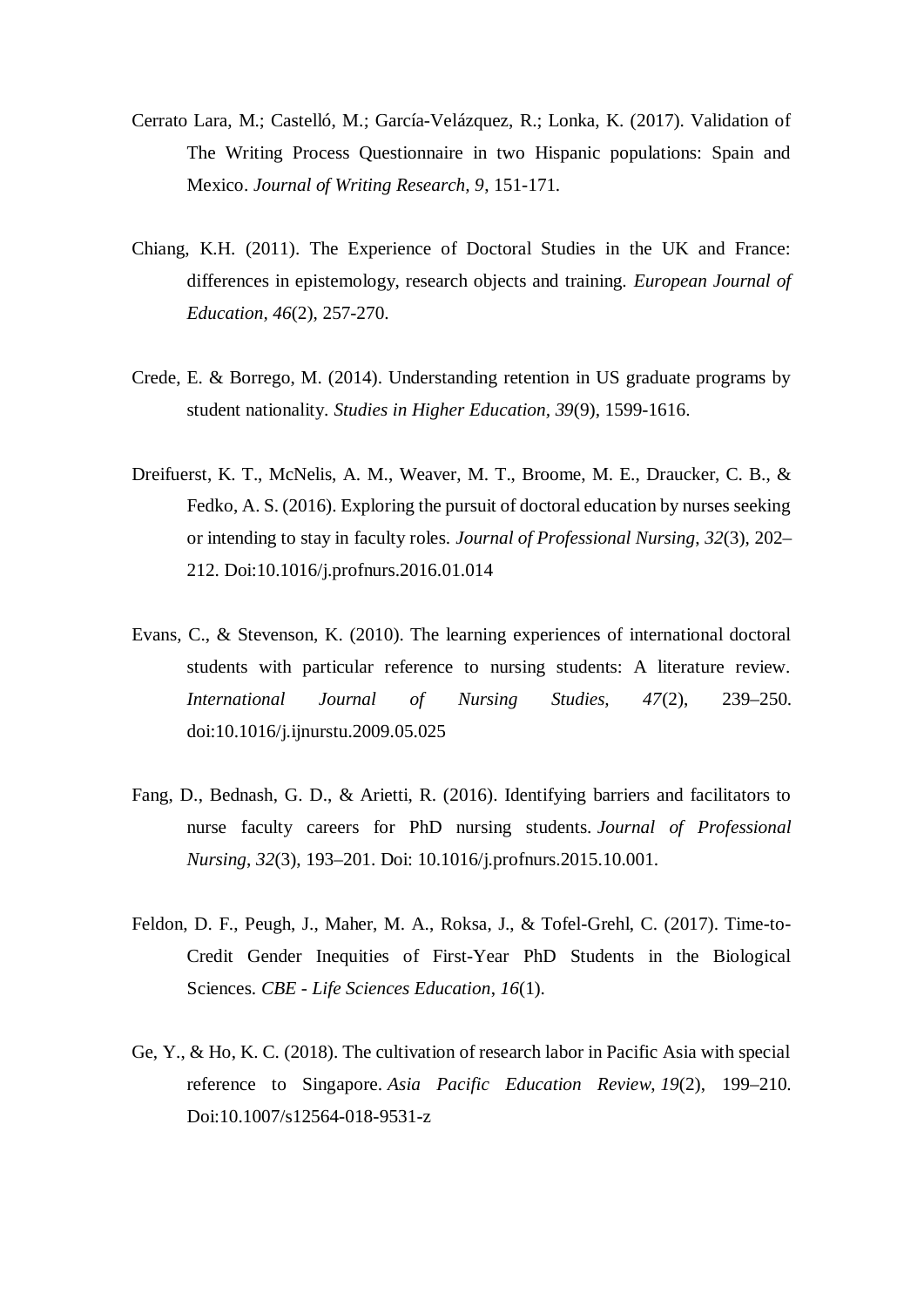Cerrato Lara, M.; Castelló, M.; García-Velázquez, R.; Lonka, K. (2017). Validation of The Writing Process Questionnaire in two Hispanic populations: Spain and Mexico. *Journal of Writing Research*, *9*, 151-171.

Chiang, K.H. (2011). The Experience of Doctoral Studies in the UK and France: differences in epistemology, research objects and training. *European Journal of Education*, *46*(2), 257-270.

Crede, E. & Borrego, M. (2014). Understanding retention in US graduate programs by student nationality. *Studies in Higher Education*, *39*(9), 1599-1616.

Dreifuerst, K. T., McNelis, A. M., Weaver, M. T., Broome, M. E., Draucker, C. B., & Fedko, A. S. (2016). Exploring the pursuit of doctoral education by nurses seeking or intending to stay in faculty roles. *Journal of Professional Nursing*, *32*(3), 202–212. Doi:10.1016/j.profnurs.2016.01.014

Evans, C., & Stevenson, K. (2010). The learning experiences of international doctoral students with particular reference to nursing students: A literature review. *International Journal of Nursing Studies*, *47*(2), 239–250. doi:10.1016/j.ijnurstu.2009.05.025

Fang, D., Bednash, G. D., & Arietti, R. (2016). Identifying barriers and facilitators to nurse faculty careers for PhD nursing students. *Journal of Professional Nursing*, *32*(3), 193–201. Doi: 10.1016/j.profnurs.2015.10.001.

Feldon, D. F., Peugh, J., Maher, M. A., Roksa, J., & Tofel-Grehl, C. (2017). Time-to-Credit Gender Inequities of First-Year PhD Students in the Biological Sciences. *CBE - Life Sciences Education*, *16*(1).

Ge, Y., & Ho, K. C. (2018). The cultivation of research labor in Pacific Asia with special reference to Singapore. *Asia Pacific Education Review*, *19*(2), 199–210. Doi:10.1007/s12564-018-9531-z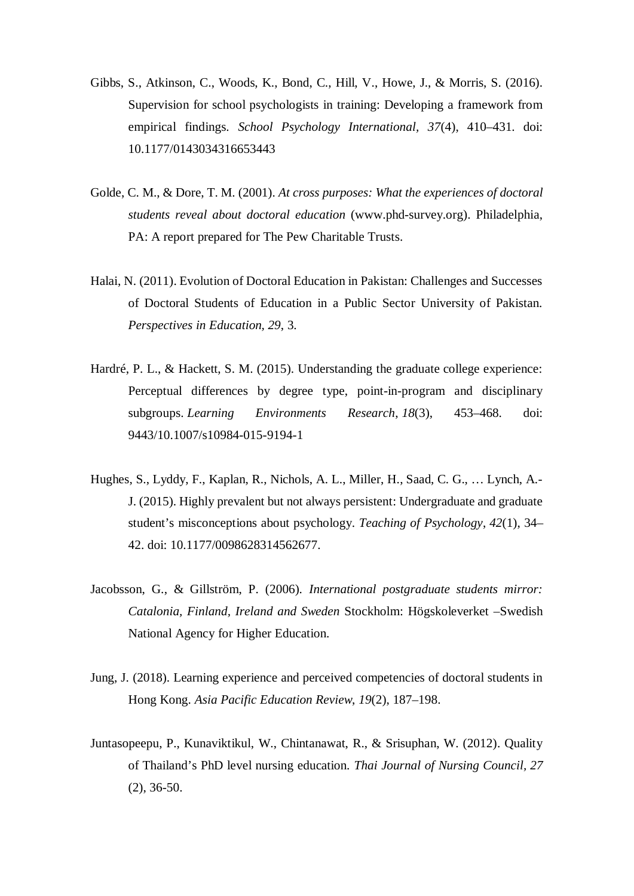Gibbs, S., Atkinson, C., Woods, K., Bond, C., Hill, V., Howe, J., & Morris, S. (2016). Supervision for school psychologists in training: Developing a framework from empirical findings. *School Psychology International*, *37*(4), 410–431. doi: 10.1177/0143034316653443

Golde, C. M., & Dore, T. M. (2001). *At cross purposes: What the experiences of doctoral students reveal about doctoral education* (www.phd-survey.org). Philadelphia, PA: A report prepared for The Pew Charitable Trusts.

Halai, N. (2011). Evolution of Doctoral Education in Pakistan: Challenges and Successes of Doctoral Students of Education in a Public Sector University of Pakistan. *Perspectives in Education*, *29*, 3.

Hardré, P. L., & Hackett, S. M. (2015). Understanding the graduate college experience: Perceptual differences by degree type, point-in-program and disciplinary subgroups. *Learning Environments Research*, *18*(3), 453–468. doi: 9443/10.1007/s10984-015-9194-1

Hughes, S., Lyddy, F., Kaplan, R., Nichols, A. L., Miller, H., Saad, C. G., … Lynch, A.-J. (2015). Highly prevalent but not always persistent: Undergraduate and graduate student's misconceptions about psychology. *Teaching of Psychology*, *42*(1), 34–42. doi: 10.1177/0098628314562677.

Jacobsson, G., & Gillström, P. (2006). *International postgraduate students mirror: Catalonia, Finland, Ireland and Sweden* Stockholm: Högskoleverket –Swedish National Agency for Higher Education.

Jung, J. (2018). Learning experience and perceived competencies of doctoral students in Hong Kong. *Asia Pacific Education Review*, *19*(2), 187–198.

Juntasopeepu, P., Kunaviktikul, W., Chintanawat, R., & Srisuphan, W. (2012). Quality of Thailand's PhD level nursing education. *Thai Journal of Nursing Council, 27* (2), 36-50.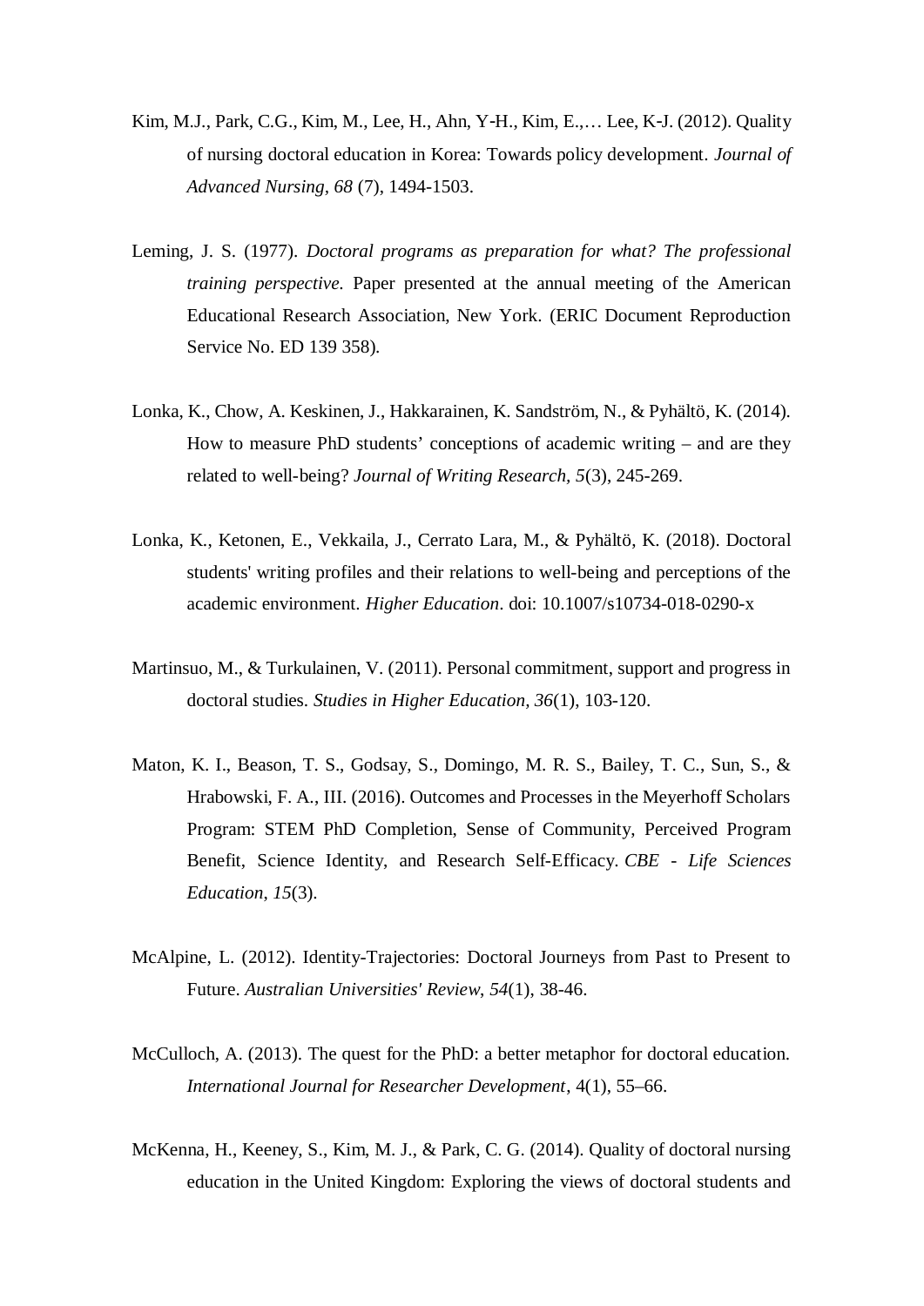Kim, M.J., Park, C.G., Kim, M., Lee, H., Ahn, Y-H., Kim, E.,… Lee, K-J. (2012). Quality of nursing doctoral education in Korea: Towards policy development. *Journal of Advanced Nursing, 68* (7), 1494-1503.

Leming, J. S. (1977). *Doctoral programs as preparation for what? The professional training perspective.* Paper presented at the annual meeting of the American Educational Research Association, New York. (ERIC Document Reproduction Service No. ED 139 358).

Lonka, K., Chow, A. Keskinen, J., Hakkarainen, K. Sandström, N., & Pyhältö, K. (2014). How to measure PhD students' conceptions of academic writing – and are they related to well-being? *Journal of Writing Research, 5*(3), 245-269.

Lonka, K., Ketonen, E., Vekkaila, J., Cerrato Lara, M., & Pyhältö, K. (2018). Doctoral students' writing profiles and their relations to well-being and perceptions of the academic environment. *Higher Education*. doi: 10.1007/s10734-018-0290-x

Martinsuo, M., & Turkulainen, V. (2011). Personal commitment, support and progress in doctoral studies. *Studies in Higher Education*, *36*(1), 103-120.

Maton, K. I., Beason, T. S., Godsay, S., Domingo, M. R. S., Bailey, T. C., Sun, S., & Hrabowski, F. A., III. (2016). Outcomes and Processes in the Meyerhoff Scholars Program: STEM PhD Completion, Sense of Community, Perceived Program Benefit, Science Identity, and Research Self-Efficacy. *CBE - Life Sciences Education*, *15*(3).

McAlpine, L. (2012). Identity-Trajectories: Doctoral Journeys from Past to Present to Future. *Australian Universities' Review*, *54*(1), 38-46.

McCulloch, A. (2013). The quest for the PhD: a better metaphor for doctoral education. *International Journal for Researcher Development*, 4(1), 55–66.

McKenna, H., Keeney, S., Kim, M. J., & Park, C. G. (2014). Quality of doctoral nursing education in the United Kingdom: Exploring the views of doctoral students and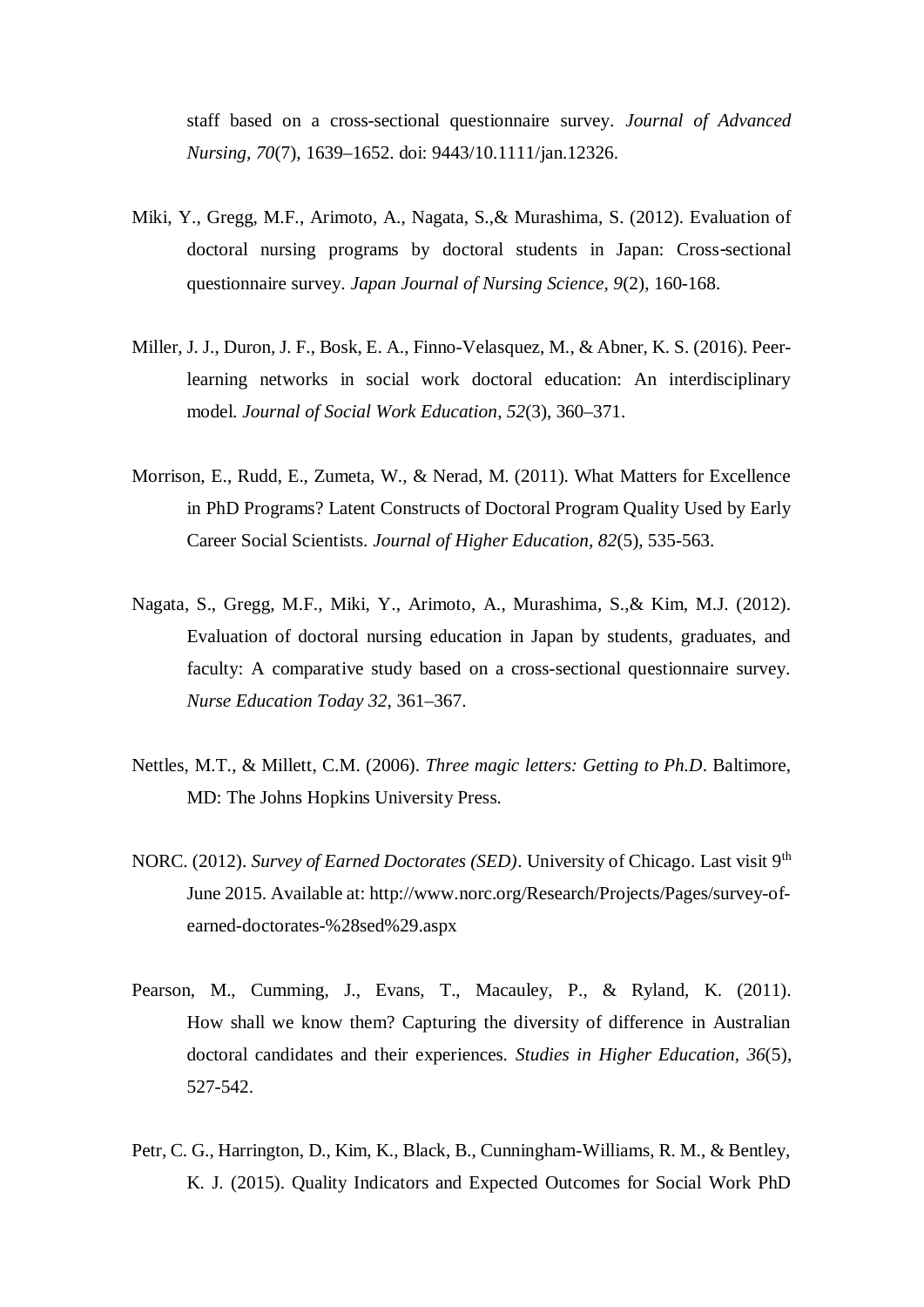staff based on a cross-sectional questionnaire survey. *Journal of Advanced Nursing*, *70*(7), 1639–1652. doi: 9443/10.1111/jan.12326.

Miki, Y., Gregg, M.F., Arimoto, A., Nagata, S.,& Murashima, S. (2012). Evaluation of doctoral nursing programs by doctoral students in Japan: Cross-sectional questionnaire survey. *Japan Journal of Nursing Science, 9*(2), 160-168.

Miller, J. J., Duron, J. F., Bosk, E. A., Finno-Velasquez, M., & Abner, K. S. (2016). Peer-learning networks in social work doctoral education: An interdisciplinary model. *Journal of Social Work Education*, *52*(3), 360–371.

Morrison, E., Rudd, E., Zumeta, W., & Nerad, M. (2011). What Matters for Excellence in PhD Programs? Latent Constructs of Doctoral Program Quality Used by Early Career Social Scientists. *Journal of Higher Education, 82*(5), 535-563.

Nagata, S., Gregg, M.F., Miki, Y., Arimoto, A., Murashima, S.,& Kim, M.J. (2012). Evaluation of doctoral nursing education in Japan by students, graduates, and faculty: A comparative study based on a cross-sectional questionnaire survey. *Nurse Education Today 32*, 361–367.

Nettles, M.T., & Millett, C.M. (2006). *Three magic letters: Getting to Ph.D*. Baltimore, MD: The Johns Hopkins University Press.

NORC. (2012). *Survey of Earned Doctorates (SED)*. University of Chicago. Last visit 9th June 2015. Available at: http://www.norc.org/Research/Projects/Pages/survey-of-earned-doctorates-%28sed%29.aspx

Pearson, M., Cumming, J., Evans, T., Macauley, P., & Ryland, K. (2011). How shall we know them? Capturing the diversity of difference in Australian doctoral candidates and their experiences. *Studies in Higher Education, 36*(5), 527-542.

Petr, C. G., Harrington, D., Kim, K., Black, B., Cunningham-Williams, R. M., & Bentley, K. J. (2015). Quality Indicators and Expected Outcomes for Social Work PhD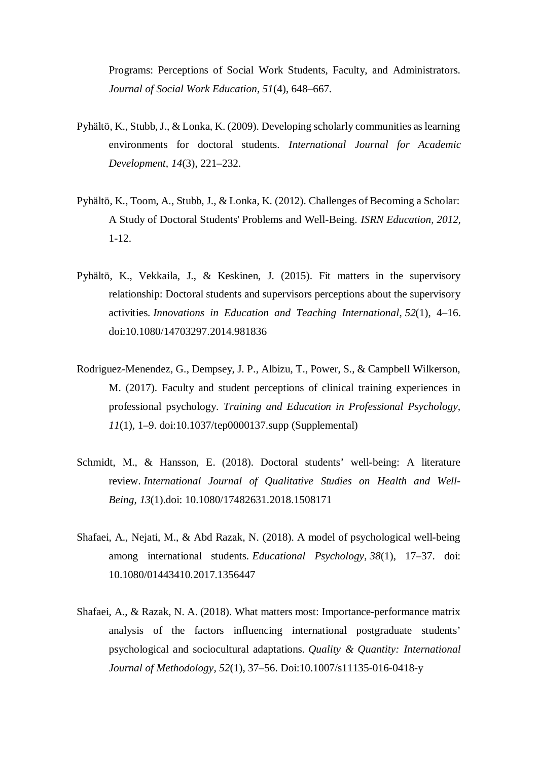Programs: Perceptions of Social Work Students, Faculty, and Administrators. *Journal of Social Work Education, 51*(4), 648–667.

Pyhältö, K., Stubb, J., & Lonka, K. (2009). Developing scholarly communities as learning environments for doctoral students. *International Journal for Academic Development, 14*(3), 221–232.

Pyhältö, K., Toom, A., Stubb, J., & Lonka, K. (2012). Challenges of Becoming a Scholar: A Study of Doctoral Students' Problems and Well-Being. *ISRN Education, 2012,* 1-12.

Pyhältö, K., Vekkaila, J., & Keskinen, J. (2015). Fit matters in the supervisory relationship: Doctoral students and supervisors perceptions about the supervisory activities. *Innovations in Education and Teaching International*, *52*(1), 4–16. doi:10.1080/14703297.2014.981836

Rodriguez-Menendez, G., Dempsey, J. P., Albizu, T., Power, S., & Campbell Wilkerson, M. (2017). Faculty and student perceptions of clinical training experiences in professional psychology. *Training and Education in Professional Psychology, 11*(1), 1–9. doi:10.1037/tep0000137.supp (Supplemental)

Schmidt, M., & Hansson, E. (2018). Doctoral students' well-being: A literature review. *International Journal of Qualitative Studies on Health and Well-Being*, *13*(1).doi: 10.1080/17482631.2018.1508171

Shafaei, A., Nejati, M., & Abd Razak, N. (2018). A model of psychological well-being among international students. *Educational Psychology*, *38*(1), 17–37. doi: 10.1080/01443410.2017.1356447

Shafaei, A., & Razak, N. A. (2018). What matters most: Importance-performance matrix analysis of the factors influencing international postgraduate students' psychological and sociocultural adaptations. *Quality & Quantity: International Journal of Methodology*, *52*(1), 37–56. Doi:10.1007/s11135-016-0418-y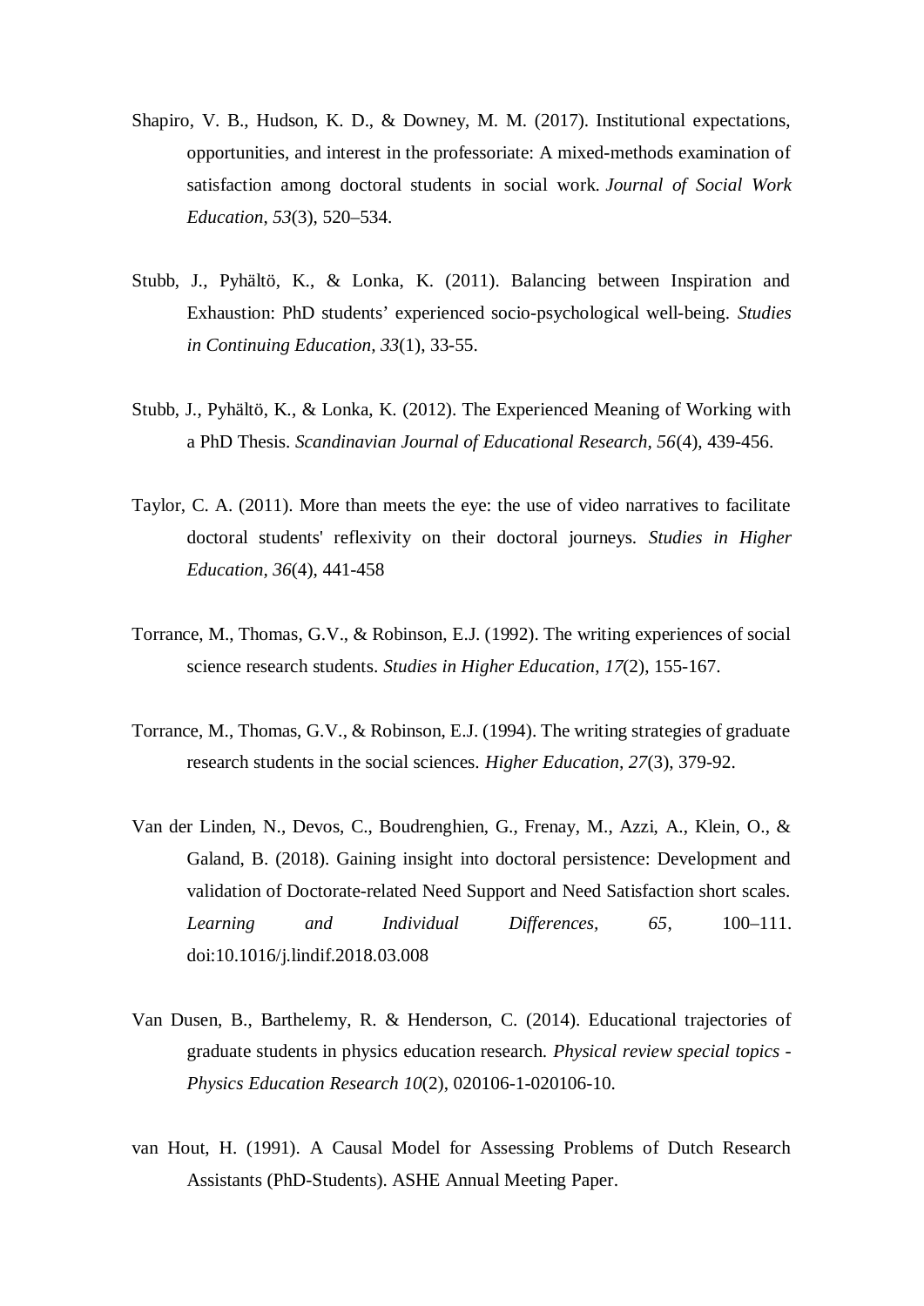Shapiro, V. B., Hudson, K. D., & Downey, M. M. (2017). Institutional expectations, opportunities, and interest in the professoriate: A mixed-methods examination of satisfaction among doctoral students in social work. *Journal of Social Work Education*, *53*(3), 520–534.

Stubb, J., Pyhältö, K., & Lonka, K. (2011). Balancing between Inspiration and Exhaustion: PhD students' experienced socio-psychological well-being. *Studies in Continuing Education*, *33*(1), 33-55.

Stubb, J., Pyhältö, K., & Lonka, K. (2012). The Experienced Meaning of Working with a PhD Thesis. *Scandinavian Journal of Educational Research*, *56*(4), 439-456.

Taylor, C. A. (2011). More than meets the eye: the use of video narratives to facilitate doctoral students' reflexivity on their doctoral journeys. *Studies in Higher Education*, *36*(4), 441-458

Torrance, M., Thomas, G.V., & Robinson, E.J. (1992). The writing experiences of social science research students. *Studies in Higher Education*, *17*(2), 155-167.

Torrance, M., Thomas, G.V., & Robinson, E.J. (1994). The writing strategies of graduate research students in the social sciences. *Higher Education*, *27*(3), 379-92.

Van der Linden, N., Devos, C., Boudrenghien, G., Frenay, M., Azzi, A., Klein, O., & Galand, B. (2018). Gaining insight into doctoral persistence: Development and validation of Doctorate-related Need Support and Need Satisfaction short scales. *Learning and Individual Differences*, *65*, 100–111. doi:10.1016/j.lindif.2018.03.008

Van Dusen, B., Barthelemy, R. & Henderson, C. (2014). Educational trajectories of graduate students in physics education research. *Physical review special topics - Physics Education Research 10*(2), 020106-1-020106-10.

van Hout, H. (1991). A Causal Model for Assessing Problems of Dutch Research Assistants (PhD-Students). ASHE Annual Meeting Paper.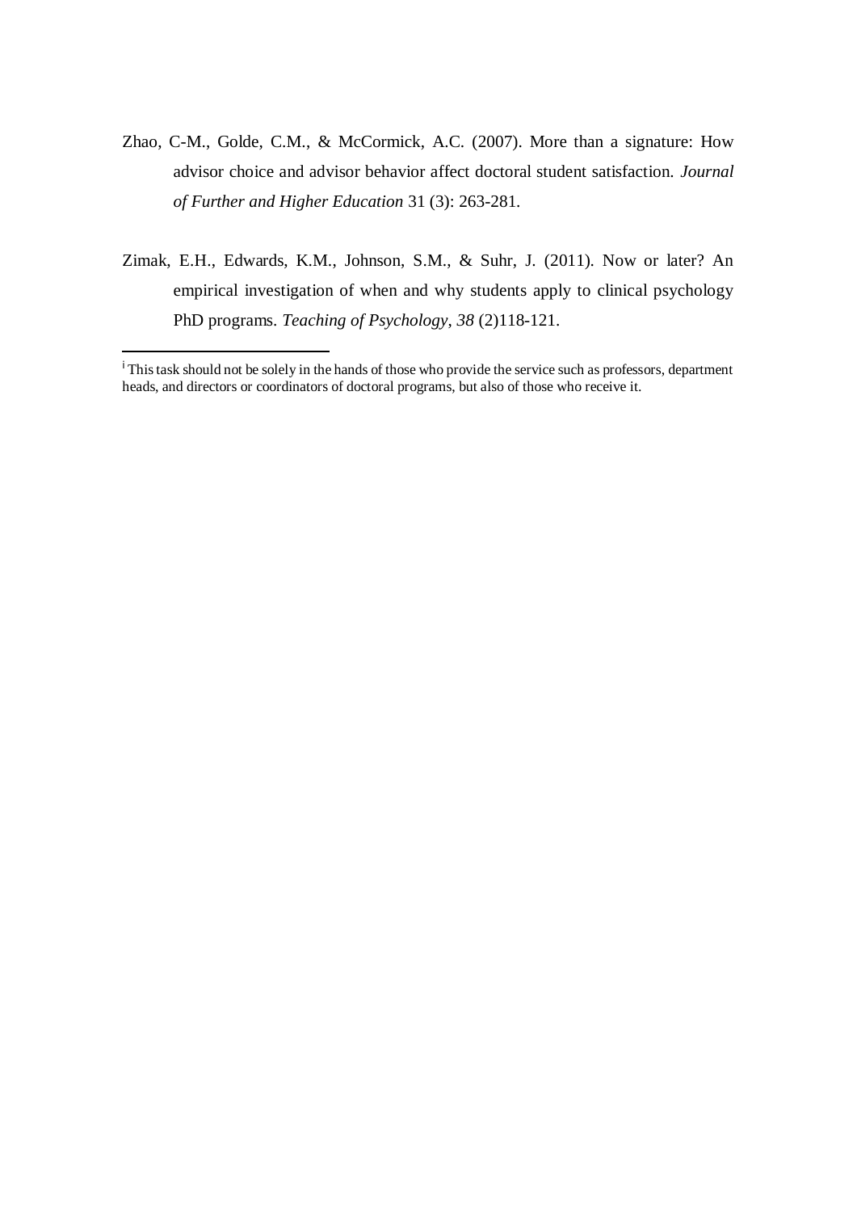Zhao, C-M., Golde, C.M., & McCormick, A.C. (2007). More than a signature: How advisor choice and advisor behavior affect doctoral student satisfaction. *Journal of Further and Higher Education* 31 (3): 263-281.

Zimak, E.H., Edwards, K.M., Johnson, S.M., & Suhr, J. (2011). Now or later? An empirical investigation of when and why students apply to clinical psychology PhD programs. *Teaching of Psychology*, *38* (2)118-121.

---

[i] This task should not be solely in the hands of those who provide the service such as professors, department heads, and directors or coordinators of doctoral programs, but also of those who receive it.